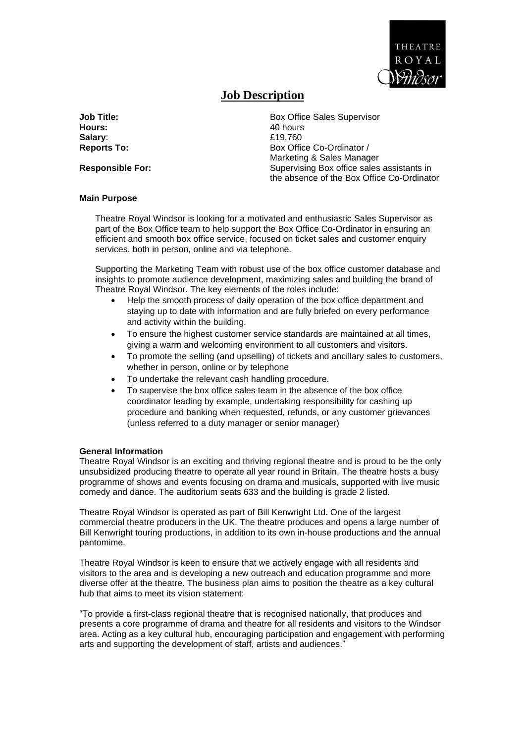THEATRE ROYAL Windsor

# Job Description

| | |
|---|---|
| **Job Title:** | Box Office Sales Supervisor |
| **Hours:** | 40 hours |
| **Salary**: | £19,760 |
| **Reports To:** | Box Office Co-Ordinator / Marketing & Sales Manager |
| **Responsible For:** | Supervising Box office sales assistants in the absence of the Box Office Co-Ordinator |

**Main Purpose**

Theatre Royal Windsor is looking for a motivated and enthusiastic Sales Supervisor as part of the Box Office team to help support the Box Office Co-Ordinator in ensuring an efficient and smooth box office service, focused on ticket sales and customer enquiry services, both in person, online and via telephone.

Supporting the Marketing Team with robust use of the box office customer database and insights to promote audience development, maximizing sales and building the brand of Theatre Royal Windsor. The key elements of the roles include:

- Help the smooth process of daily operation of the box office department and staying up to date with information and are fully briefed on every performance and activity within the building.
- To ensure the highest customer service standards are maintained at all times, giving a warm and welcoming environment to all customers and visitors.
- To promote the selling (and upselling) of tickets and ancillary sales to customers, whether in person, online or by telephone
- To undertake the relevant cash handling procedure.
- To supervise the box office sales team in the absence of the box office coordinator leading by example, undertaking responsibility for cashing up procedure and banking when requested, refunds, or any customer grievances (unless referred to a duty manager or senior manager)

**General Information**

Theatre Royal Windsor is an exciting and thriving regional theatre and is proud to be the only unsubsidized producing theatre to operate all year round in Britain. The theatre hosts a busy programme of shows and events focusing on drama and musicals, supported with live music comedy and dance. The auditorium seats 633 and the building is grade 2 listed.

Theatre Royal Windsor is operated as part of Bill Kenwright Ltd. One of the largest commercial theatre producers in the UK. The theatre produces and opens a large number of Bill Kenwright touring productions, in addition to its own in-house productions and the annual pantomime.

Theatre Royal Windsor is keen to ensure that we actively engage with all residents and visitors to the area and is developing a new outreach and education programme and more diverse offer at the theatre. The business plan aims to position the theatre as a key cultural hub that aims to meet its vision statement:

"To provide a first-class regional theatre that is recognised nationally, that produces and presents a core programme of drama and theatre for all residents and visitors to the Windsor area. Acting as a key cultural hub, encouraging participation and engagement with performing arts and supporting the development of staff, artists and audiences."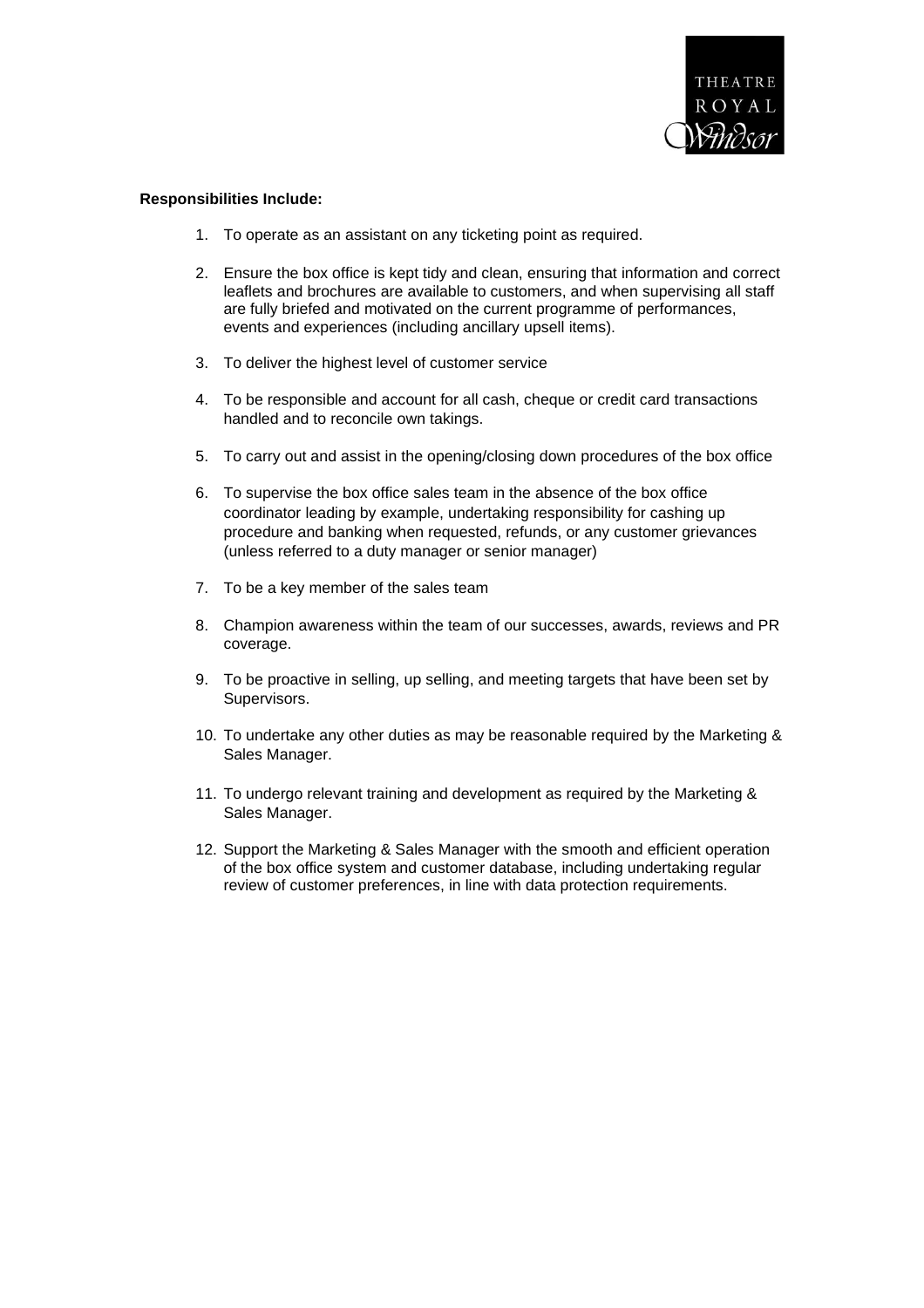**Responsibilities Include:**

1. To operate as an assistant on any ticketing point as required.
2. Ensure the box office is kept tidy and clean, ensuring that information and correct leaflets and brochures are available to customers, and when supervising all staff are fully briefed and motivated on the current programme of performances, events and experiences (including ancillary upsell items).
3. To deliver the highest level of customer service
4. To be responsible and account for all cash, cheque or credit card transactions handled and to reconcile own takings.
5. To carry out and assist in the opening/closing down procedures of the box office
6. To supervise the box office sales team in the absence of the box office coordinator leading by example, undertaking responsibility for cashing up procedure and banking when requested, refunds, or any customer grievances (unless referred to a duty manager or senior manager)
7. To be a key member of the sales team
8. Champion awareness within the team of our successes, awards, reviews and PR coverage.
9. To be proactive in selling, up selling, and meeting targets that have been set by Supervisors.
10. To undertake any other duties as may be reasonable required by the Marketing & Sales Manager.
11. To undergo relevant training and development as required by the Marketing & Sales Manager.
12. Support the Marketing & Sales Manager with the smooth and efficient operation of the box office system and customer database, including undertaking regular review of customer preferences, in line with data protection requirements.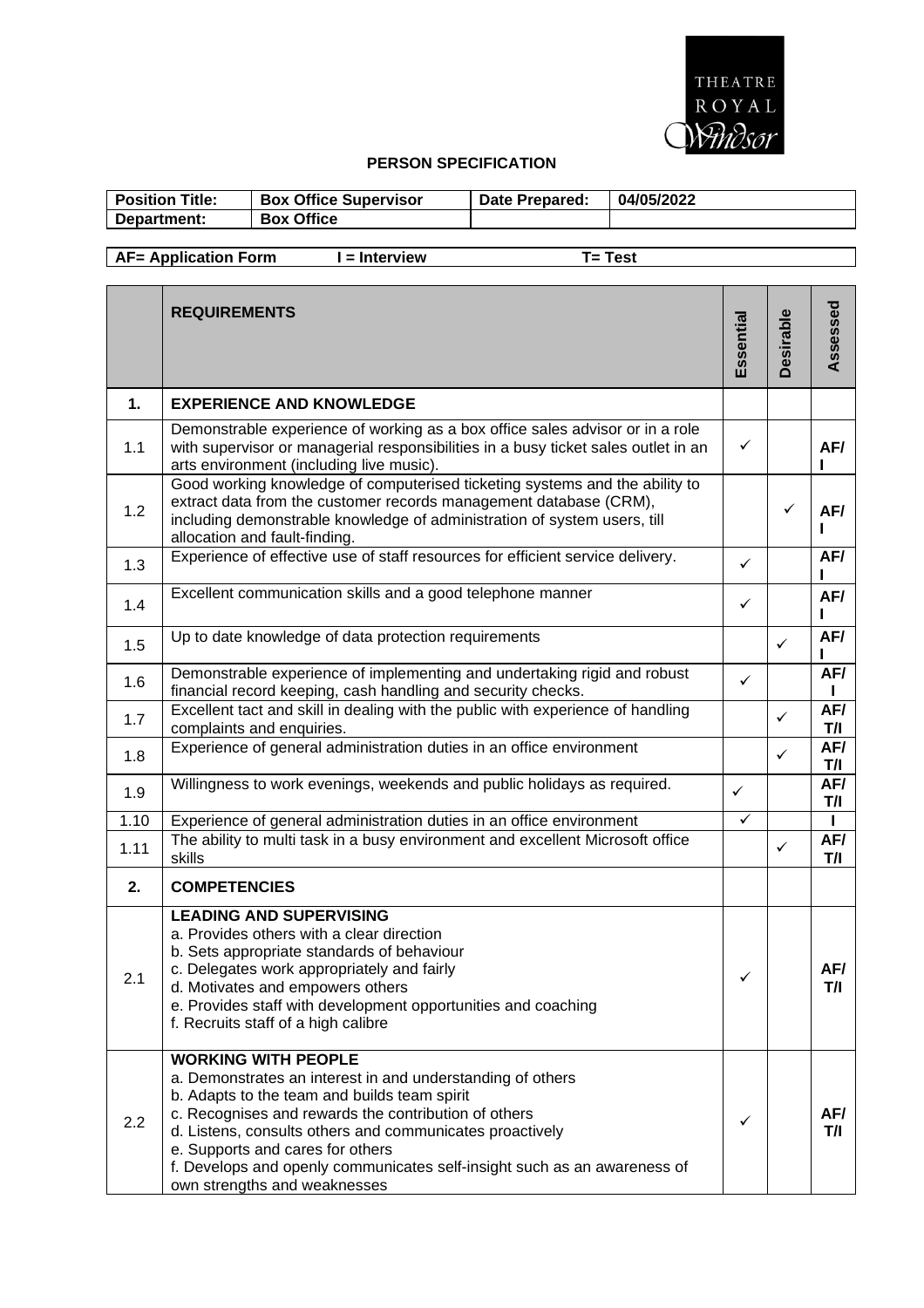## PERSON SPECIFICATION

| **Position Title:** | **Box Office Supervisor** | **Date Prepared:** | **04/05/2022** |
|---|---|---|---|
| **Department:** | **Box Office** | | |

**AF= Application Form    I = Interview    T= Test**

| | **REQUIREMENTS** | **Essential** | **Desirable** | **Assessed** |
|---|---|---|---|---|
| **1.** | **EXPERIENCE AND KNOWLEDGE** | | | |
| 1.1 | Demonstrable experience of working as a box office sales advisor or in a role with supervisor or managerial responsibilities in a busy ticket sales outlet in an arts environment (including live music). | ✓ | | **AF/ I** |
| 1.2 | Good working knowledge of computerised ticketing systems and the ability to extract data from the customer records management database (CRM), including demonstrable knowledge of administration of system users, till allocation and fault-finding. | | ✓ | **AF/ I** |
| 1.3 | Experience of effective use of staff resources for efficient service delivery. | ✓ | | **AF/ I** |
| 1.4 | Excellent communication skills and a good telephone manner | ✓ | | **AF/ I** |
| 1.5 | Up to date knowledge of data protection requirements | | ✓ | **AF/ I** |
| 1.6 | Demonstrable experience of implementing and undertaking rigid and robust financial record keeping, cash handling and security checks. | ✓ | | **AF/ I** |
| 1.7 | Excellent tact and skill in dealing with the public with experience of handling complaints and enquiries. | | ✓ | **AF/ T/I** |
| 1.8 | Experience of general administration duties in an office environment | | ✓ | **AF/ T/I** |
| 1.9 | Willingness to work evenings, weekends and public holidays as required. | ✓ | | **AF/ T/I** |
| 1.10 | Experience of general administration duties in an office environment | ✓ | | **I** |
| 1.11 | The ability to multi task in a busy environment and excellent Microsoft office skills | | ✓ | **AF/ T/I** |
| **2.** | **COMPETENCIES** | | | |
| 2.1 | **LEADING AND SUPERVISING**<br>a. Provides others with a clear direction<br>b. Sets appropriate standards of behaviour<br>c. Delegates work appropriately and fairly<br>d. Motivates and empowers others<br>e. Provides staff with development opportunities and coaching<br>f. Recruits staff of a high calibre | ✓ | | **AF/ T/I** |
| 2.2 | **WORKING WITH PEOPLE**<br>a. Demonstrates an interest in and understanding of others<br>b. Adapts to the team and builds team spirit<br>c. Recognises and rewards the contribution of others<br>d. Listens, consults others and communicates proactively<br>e. Supports and cares for others<br>f. Develops and openly communicates self-insight such as an awareness of own strengths and weaknesses | ✓ | | **AF/ T/I** |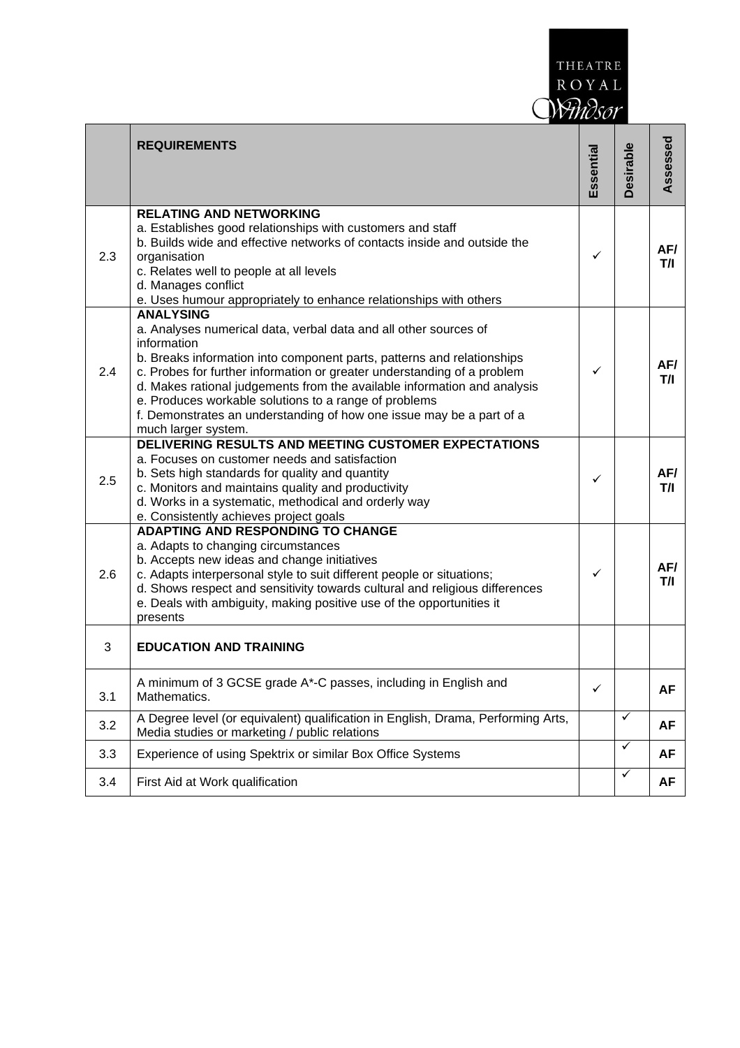| | REQUIREMENTS | Essential | Desirable | Assessed |
|---|---|---|---|---|
| 2.3 | **RELATING AND NETWORKING**<br>a. Establishes good relationships with customers and staff<br>b. Builds wide and effective networks of contacts inside and outside the organisation<br>c. Relates well to people at all levels<br>d. Manages conflict<br>e. Uses humour appropriately to enhance relationships with others | ✓ | | **AF/ T/I** |
| 2.4 | **ANALYSING**<br>a. Analyses numerical data, verbal data and all other sources of information<br>b. Breaks information into component parts, patterns and relationships<br>c. Probes for further information or greater understanding of a problem<br>d. Makes rational judgements from the available information and analysis<br>e. Produces workable solutions to a range of problems<br>f. Demonstrates an understanding of how one issue may be a part of a much larger system. | ✓ | | **AF/ T/I** |
| 2.5 | **DELIVERING RESULTS AND MEETING CUSTOMER EXPECTATIONS**<br>a. Focuses on customer needs and satisfaction<br>b. Sets high standards for quality and quantity<br>c. Monitors and maintains quality and productivity<br>d. Works in a systematic, methodical and orderly way<br>e. Consistently achieves project goals | ✓ | | **AF/ T/I** |
| 2.6 | **ADAPTING AND RESPONDING TO CHANGE**<br>a. Adapts to changing circumstances<br>b. Accepts new ideas and change initiatives<br>c. Adapts interpersonal style to suit different people or situations;<br>d. Shows respect and sensitivity towards cultural and religious differences<br>e. Deals with ambiguity, making positive use of the opportunities it presents | ✓ | | **AF/ T/I** |
| 3 | **EDUCATION AND TRAINING** | | | |
| 3.1 | A minimum of 3 GCSE grade A*-C passes, including in English and Mathematics. | ✓ | | **AF** |
| 3.2 | A Degree level (or equivalent) qualification in English, Drama, Performing Arts, Media studies or marketing / public relations | | ✓ | **AF** |
| 3.3 | Experience of using Spektrix or similar Box Office Systems | | ✓ | **AF** |
| 3.4 | First Aid at Work qualification | | ✓ | **AF** |